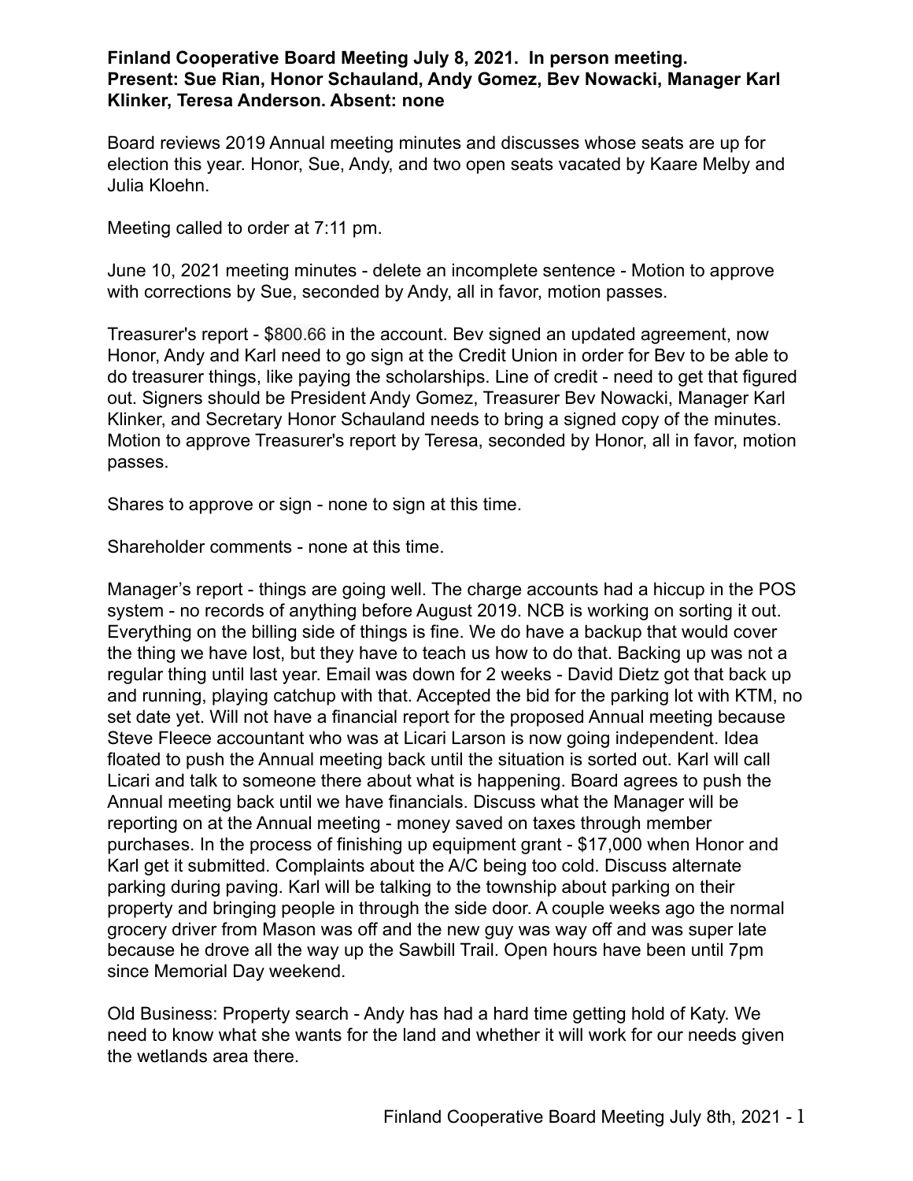**Finland Cooperative Board Meeting July 8, 2021. In person meeting.**
**Present: Sue Rian, Honor Schauland, Andy Gomez, Bev Nowacki, Manager Karl Klinker, Teresa Anderson. Absent: none**

Board reviews 2019 Annual meeting minutes and discusses whose seats are up for election this year. Honor, Sue, Andy, and two open seats vacated by Kaare Melby and Julia Kloehn.

Meeting called to order at 7:11 pm.

June 10, 2021 meeting minutes - delete an incomplete sentence - Motion to approve with corrections by Sue, seconded by Andy, all in favor, motion passes.

Treasurer's report - $800.66 in the account. Bev signed an updated agreement, now Honor, Andy and Karl need to go sign at the Credit Union in order for Bev to be able to do treasurer things, like paying the scholarships. Line of credit - need to get that figured out. Signers should be President Andy Gomez, Treasurer Bev Nowacki, Manager Karl Klinker, and Secretary Honor Schauland needs to bring a signed copy of the minutes. Motion to approve Treasurer's report by Teresa, seconded by Honor, all in favor, motion passes.

Shares to approve or sign - none to sign at this time.

Shareholder comments - none at this time.

Manager's report - things are going well. The charge accounts had a hiccup in the POS system - no records of anything before August 2019. NCB is working on sorting it out. Everything on the billing side of things is fine. We do have a backup that would cover the thing we have lost, but they have to teach us how to do that. Backing up was not a regular thing until last year. Email was down for 2 weeks - David Dietz got that back up and running, playing catchup with that. Accepted the bid for the parking lot with KTM, no set date yet. Will not have a financial report for the proposed Annual meeting because Steve Fleece accountant who was at Licari Larson is now going independent. Idea floated to push the Annual meeting back until the situation is sorted out. Karl will call Licari and talk to someone there about what is happening. Board agrees to push the Annual meeting back until we have financials. Discuss what the Manager will be reporting on at the Annual meeting - money saved on taxes through member purchases. In the process of finishing up equipment grant - $17,000 when Honor and Karl get it submitted. Complaints about the A/C being too cold. Discuss alternate parking during paving. Karl will be talking to the township about parking on their property and bringing people in through the side door. A couple weeks ago the normal grocery driver from Mason was off and the new guy was way off and was super late because he drove all the way up the Sawbill Trail. Open hours have been until 7pm since Memorial Day weekend.

Old Business: Property search - Andy has had a hard time getting hold of Katy. We need to know what she wants for the land and whether it will work for our needs given the wetlands area there.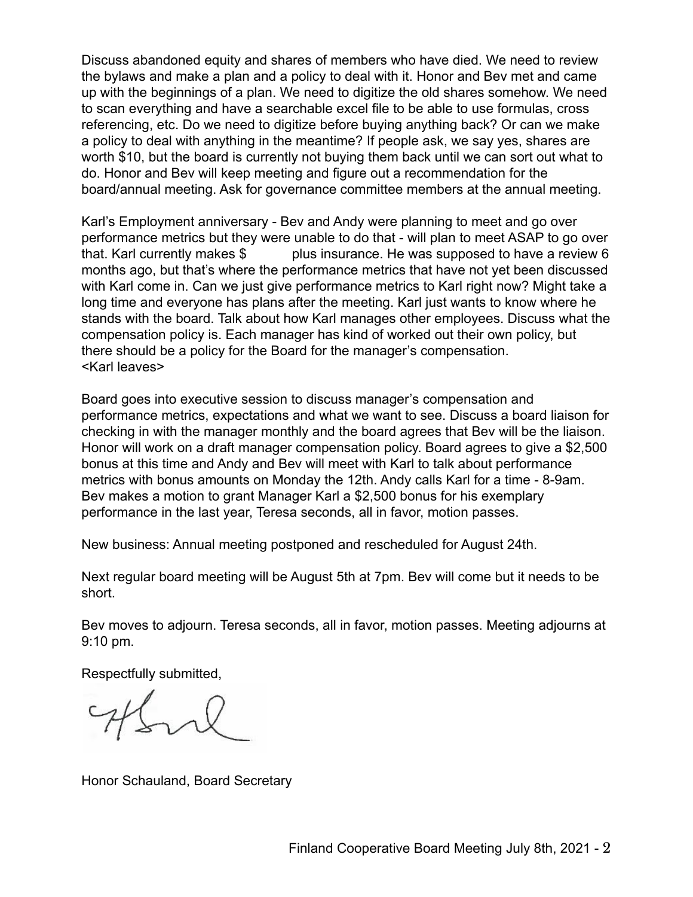Discuss abandoned equity and shares of members who have died. We need to review the bylaws and make a plan and a policy to deal with it. Honor and Bev met and came up with the beginnings of a plan. We need to digitize the old shares somehow. We need to scan everything and have a searchable excel file to be able to use formulas, cross referencing, etc. Do we need to digitize before buying anything back? Or can we make a policy to deal with anything in the meantime? If people ask, we say yes, shares are worth $10, but the board is currently not buying them back until we can sort out what to do. Honor and Bev will keep meeting and figure out a recommendation for the board/annual meeting. Ask for governance committee members at the annual meeting.

Karl's Employment anniversary - Bev and Andy were planning to meet and go over performance metrics but they were unable to do that - will plan to meet ASAP to go over that. Karl currently makes $ plus insurance. He was supposed to have a review 6 months ago, but that's where the performance metrics that have not yet been discussed with Karl come in. Can we just give performance metrics to Karl right now? Might take a long time and everyone has plans after the meeting. Karl just wants to know where he stands with the board. Talk about how Karl manages other employees. Discuss what the compensation policy is. Each manager has kind of worked out their own policy, but there should be a policy for the Board for the manager's compensation.
<Karl leaves>

Board goes into executive session to discuss manager's compensation and performance metrics, expectations and what we want to see. Discuss a board liaison for checking in with the manager monthly and the board agrees that Bev will be the liaison. Honor will work on a draft manager compensation policy. Board agrees to give a $2,500 bonus at this time and Andy and Bev will meet with Karl to talk about performance metrics with bonus amounts on Monday the 12th. Andy calls Karl for a time - 8-9am. Bev makes a motion to grant Manager Karl a $2,500 bonus for his exemplary performance in the last year, Teresa seconds, all in favor, motion passes.

New business: Annual meeting postponed and rescheduled for August 24th.

Next regular board meeting will be August 5th at 7pm. Bev will come but it needs to be short.

Bev moves to adjourn. Teresa seconds, all in favor, motion passes. Meeting adjourns at 9:10 pm.

Respectfully submitted,

Honor Schauland, Board Secretary